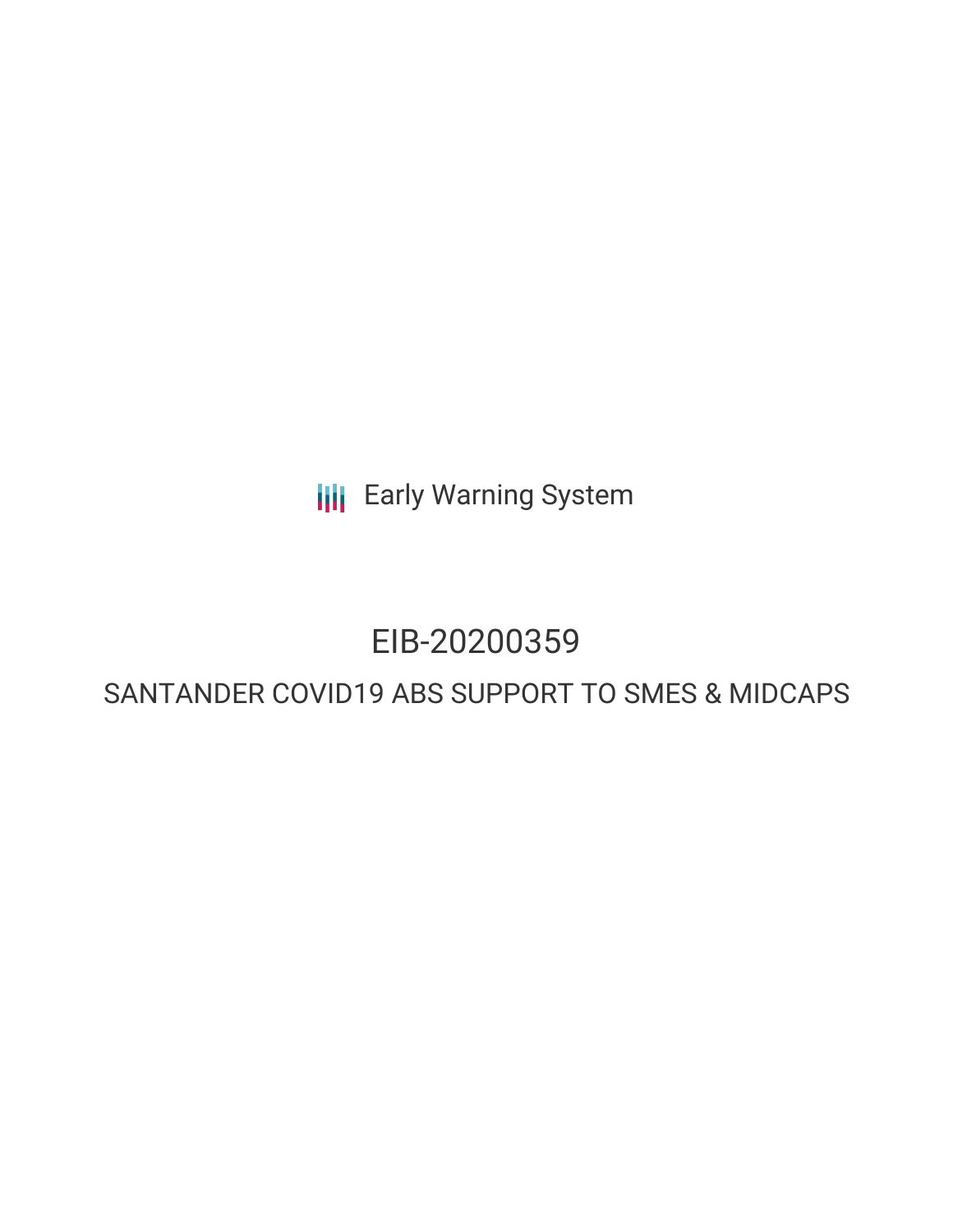Early Warning System

# EIB-20200359

## SANTANDER COVID19 ABS SUPPORT TO SMES & MIDCAPS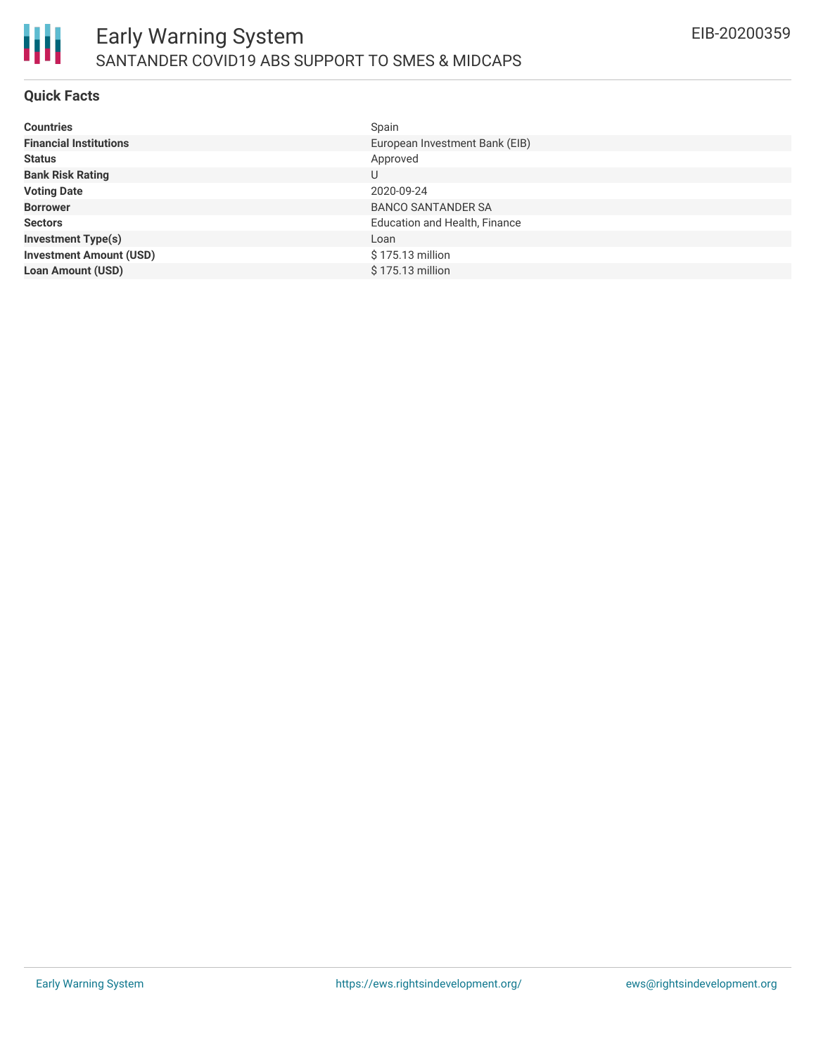# Early Warning System

## SANTANDER COVID19 ABS SUPPORT TO SMES & MIDCAPS

EIB-20200359

### Quick Facts

| | |
|---|---|
| **Countries** | Spain |
| **Financial Institutions** | European Investment Bank (EIB) |
| **Status** | Approved |
| **Bank Risk Rating** | U |
| **Voting Date** | 2020-09-24 |
| **Borrower** | BANCO SANTANDER SA |
| **Sectors** | Education and Health, Finance |
| **Investment Type(s)** | Loan |
| **Investment Amount (USD)** | $ 175.13 million |
| **Loan Amount (USD)** | $ 175.13 million |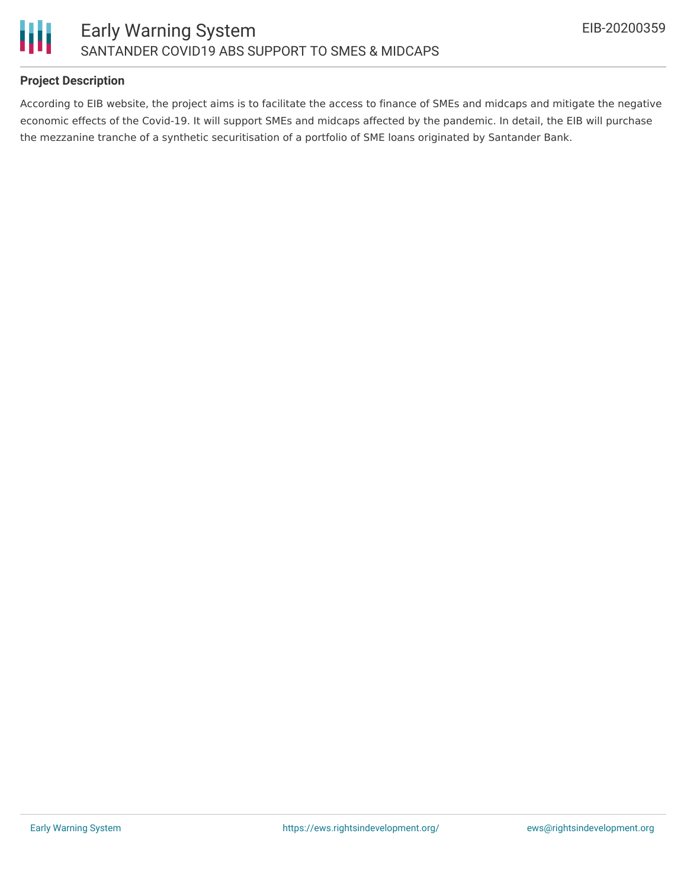### Project Description

According to EIB website, the project aims is to facilitate the access to finance of SMEs and midcaps and mitigate the negative economic effects of the Covid-19. It will support SMEs and midcaps affected by the pandemic. In detail, the EIB will purchase the mezzanine tranche of a synthetic securitisation of a portfolio of SME loans originated by Santander Bank.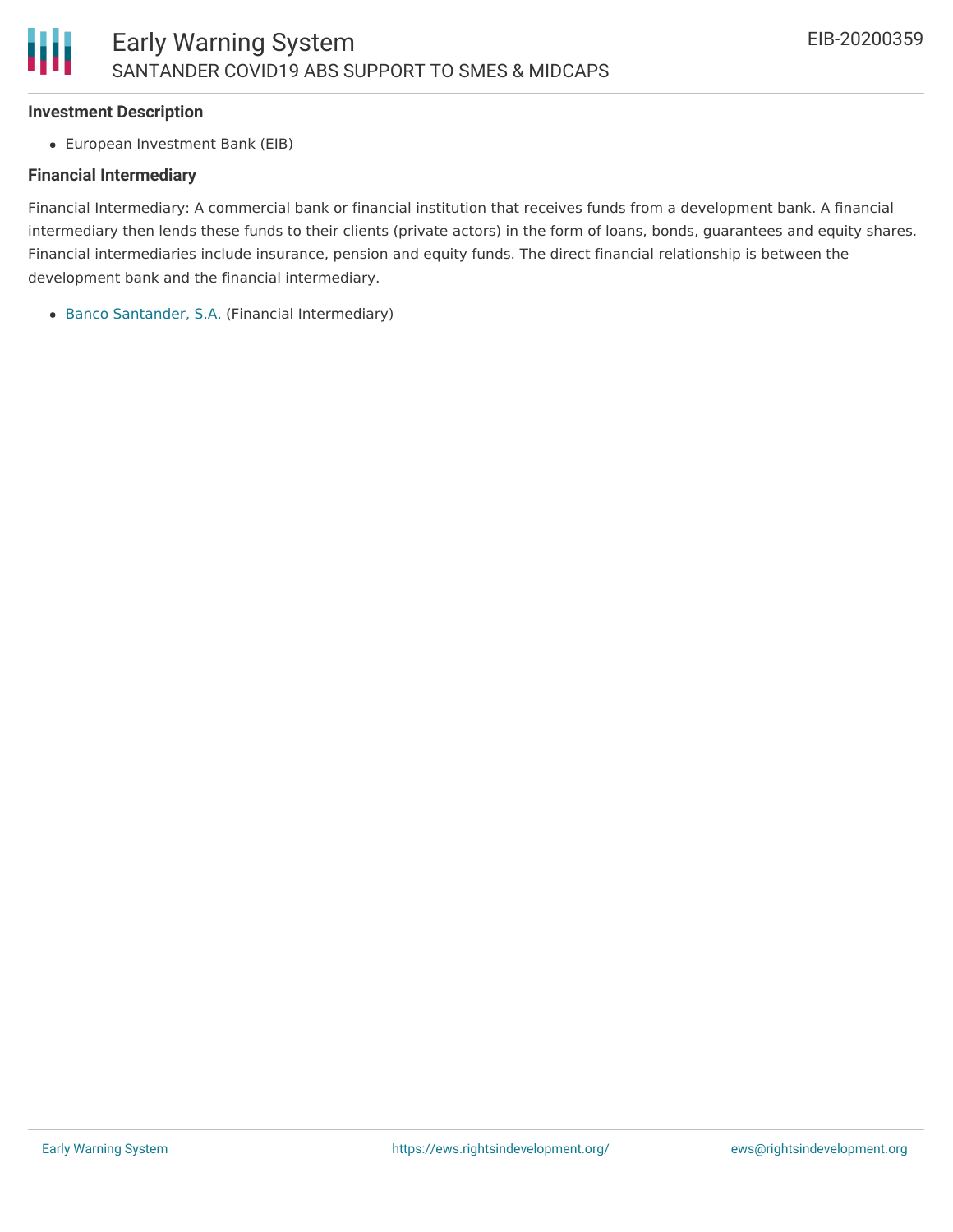### Investment Description

- European Investment Bank (EIB)

### Financial Intermediary

Financial Intermediary: A commercial bank or financial institution that receives funds from a development bank. A financial intermediary then lends these funds to their clients (private actors) in the form of loans, bonds, guarantees and equity shares. Financial intermediaries include insurance, pension and equity funds. The direct financial relationship is between the development bank and the financial intermediary.

- Banco Santander, S.A. (Financial Intermediary)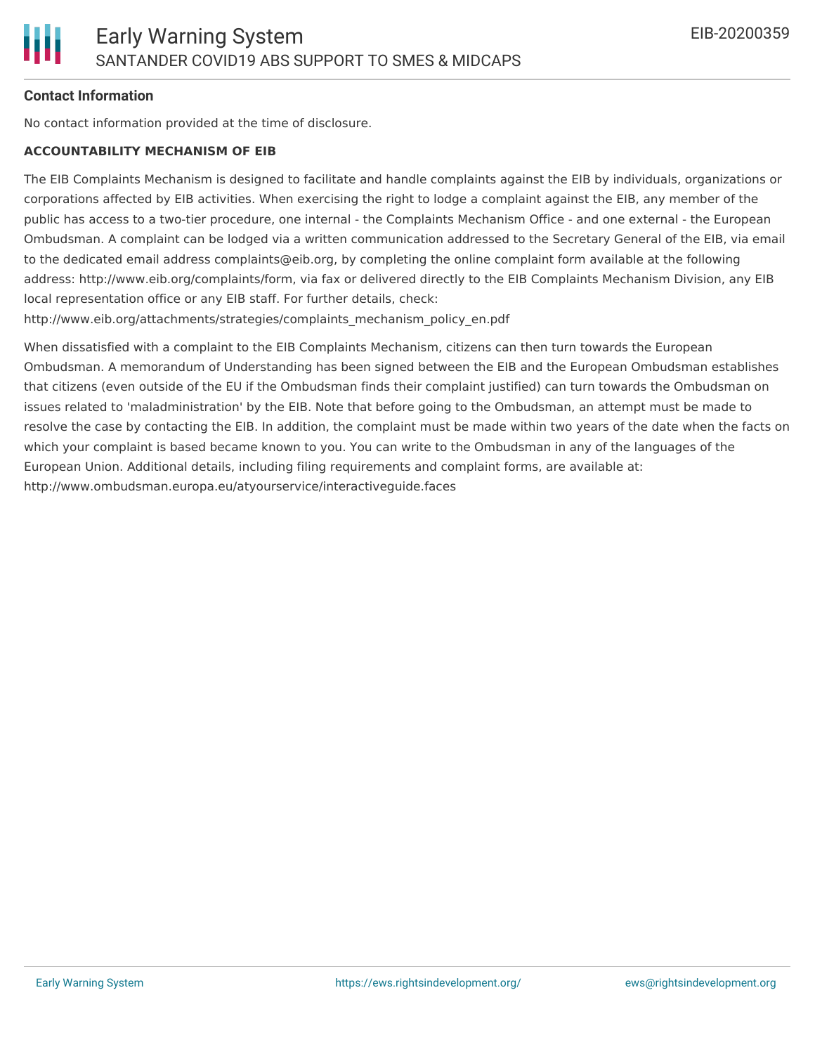**Contact Information**

No contact information provided at the time of disclosure.

**ACCOUNTABILITY MECHANISM OF EIB**

The EIB Complaints Mechanism is designed to facilitate and handle complaints against the EIB by individuals, organizations or corporations affected by EIB activities. When exercising the right to lodge a complaint against the EIB, any member of the public has access to a two-tier procedure, one internal - the Complaints Mechanism Office - and one external - the European Ombudsman. A complaint can be lodged via a written communication addressed to the Secretary General of the EIB, via email to the dedicated email address complaints@eib.org, by completing the online complaint form available at the following address: http://www.eib.org/complaints/form, via fax or delivered directly to the EIB Complaints Mechanism Division, any EIB local representation office or any EIB staff. For further details, check: http://www.eib.org/attachments/strategies/complaints_mechanism_policy_en.pdf

When dissatisfied with a complaint to the EIB Complaints Mechanism, citizens can then turn towards the European Ombudsman. A memorandum of Understanding has been signed between the EIB and the European Ombudsman establishes that citizens (even outside of the EU if the Ombudsman finds their complaint justified) can turn towards the Ombudsman on issues related to 'maladministration' by the EIB. Note that before going to the Ombudsman, an attempt must be made to resolve the case by contacting the EIB. In addition, the complaint must be made within two years of the date when the facts on which your complaint is based became known to you. You can write to the Ombudsman in any of the languages of the European Union. Additional details, including filing requirements and complaint forms, are available at: http://www.ombudsman.europa.eu/atyourservice/interactiveguide.faces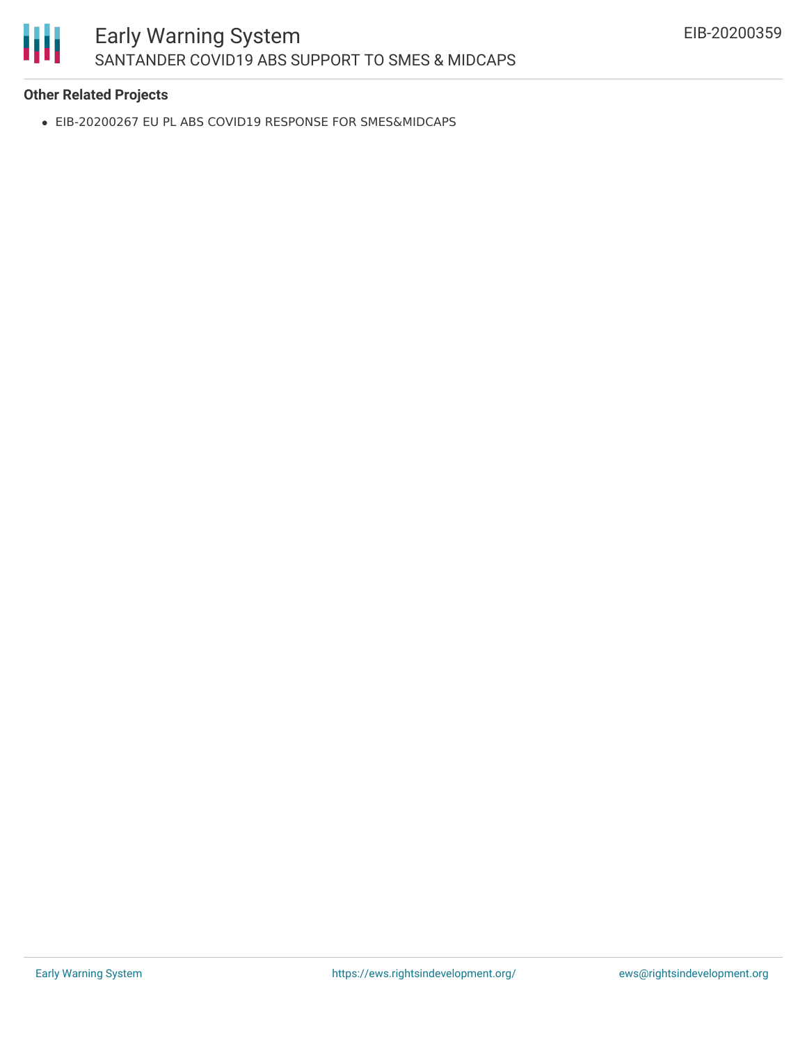**Other Related Projects**

- EIB-20200267 EU PL ABS COVID19 RESPONSE FOR SMES&MIDCAPS